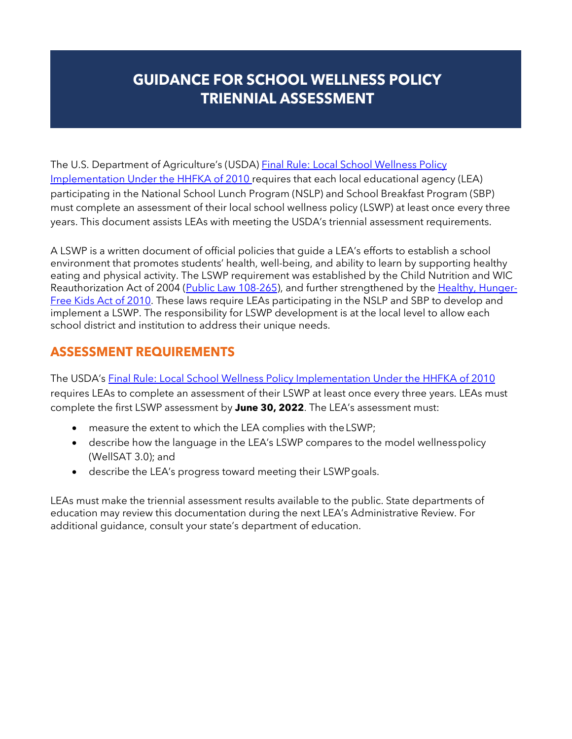# GUIDANCE FOR SCHOOL WELLNESS POLICY TRIENNIAL ASSESSMENT

The U.S. Department of Agriculture's (USDA) Final Rule: Local School Wellness Policy Implementation Under the HHFKA of 2010 requires that each local educational agency (LEA) participating in the National School Lunch Program (NSLP) and School Breakfast Program (SBP) must complete an assessment of their local school wellness policy (LSWP) at least once every three years. This document assists LEAs with meeting the USDA's triennial assessment requirements.

A LSWP is a written document of official policies that guide a LEA's efforts to establish a school environment that promotes students' health, well-being, and ability to learn by supporting healthy eating and physical activity. The LSWP requirement was established by the Child Nutrition and WIC Reauthorization Act of 2004 (Public Law 108-265), and further strengthened by the Healthy, Hunger-Free Kids Act of 2010. These laws require LEAs participating in the NSLP and SBP to develop and implement a LSWP. The responsibility for LSWP development is at the local level to allow each school district and institution to address their unique needs.

## ASSESSMENT REQUIREMENTS

The USDA's Final Rule: Local School Wellness Policy Implementation Under the HHFKA of 2010 requires LEAs to complete an assessment of their LSWP at least once every three years. LEAs must complete the first LSWP assessment by **June 30, 2022**. The LEA's assessment must:

- measure the extent to which the LEA complies with the LSWP;
- describe how the language in the LEA's LSWP compares to the model wellness policy (WellSAT 3.0); and
- describe the LEA's progress toward meeting their LSWP goals.

LEAs must make the triennial assessment results available to the public. State departments of education may review this documentation during the next LEA's Administrative Review. For additional guidance, consult your state's department of education.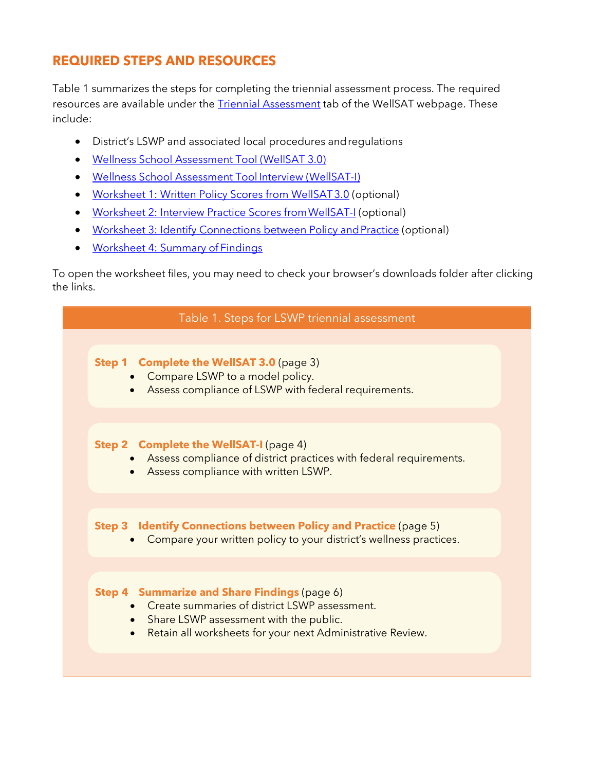## REQUIRED STEPS AND RESOURCES

Table 1 summarizes the steps for completing the triennial assessment process. The required resources are available under the Triennial Assessment tab of the WellSAT webpage. These include:

- District's LSWP and associated local procedures and regulations
- Wellness School Assessment Tool (WellSAT 3.0)
- Wellness School Assessment Tool Interview (WellSAT-I)
- Worksheet 1: Written Policy Scores from WellSAT 3.0 (optional)
- Worksheet 2: Interview Practice Scores from WellSAT-I (optional)
- Worksheet 3: Identify Connections between Policy and Practice (optional)
- Worksheet 4: Summary of Findings

To open the worksheet files, you may need to check your browser's downloads folder after clicking the links.

**Table 1. Steps for LSWP triennial assessment**

**Step 1 Complete the WellSAT 3.0** (page 3)
- Compare LSWP to a model policy.
- Assess compliance of LSWP with federal requirements.

**Step 2 Complete the WellSAT-I** (page 4)
- Assess compliance of district practices with federal requirements.
- Assess compliance with written LSWP.

**Step 3 Identify Connections between Policy and Practice** (page 5)
- Compare your written policy to your district's wellness practices.

**Step 4 Summarize and Share Findings** (page 6)
- Create summaries of district LSWP assessment.
- Share LSWP assessment with the public.
- Retain all worksheets for your next Administrative Review.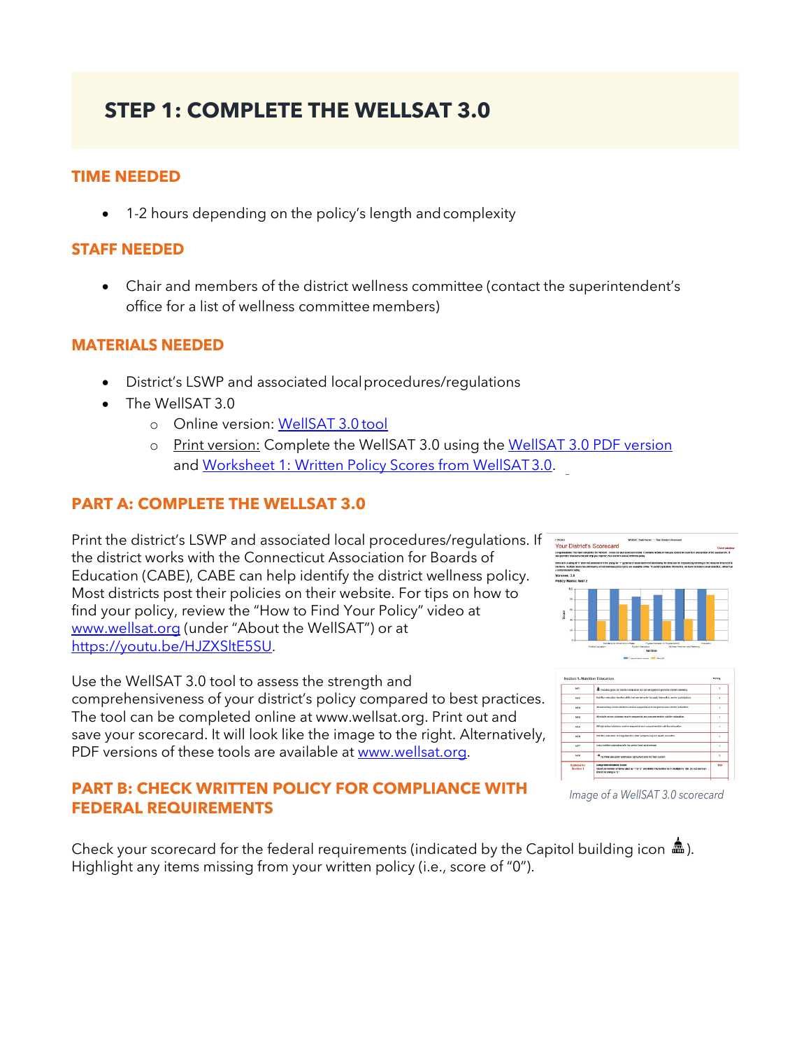# STEP 1: COMPLETE THE WELLSAT 3.0

## TIME NEEDED

- 1-2 hours depending on the policy's length and complexity

## STAFF NEEDED

- Chair and members of the district wellness committee (contact the superintendent's office for a list of wellness committee members)

## MATERIALS NEEDED

- District's LSWP and associated local procedures/regulations
- The WellSAT 3.0
  - Online version: WellSAT 3.0 tool
  - Print version: Complete the WellSAT 3.0 using the WellSAT 3.0 PDF version and Worksheet 1: Written Policy Scores from WellSAT 3.0.

## PART A: COMPLETE THE WELLSAT 3.0

Print the district's LSWP and associated local procedures/regulations. If the district works with the Connecticut Association for Boards of Education (CABE), CABE can help identify the district wellness policy. Most districts post their policies on their website. For tips on how to find your policy, review the "How to Find Your Policy" video at www.wellsat.org (under "About the WellSAT") or at https://youtu.be/HJZXSltE5SU.

Use the WellSAT 3.0 tool to assess the strength and comprehensiveness of your district's policy compared to best practices. The tool can be completed online at www.wellsat.org. Print out and save your scorecard. It will look like the image to the right. Alternatively, PDF versions of these tools are available at www.wellsat.org.

*Image of a WellSAT 3.0 scorecard*

## PART B: CHECK WRITTEN POLICY FOR COMPLIANCE WITH FEDERAL REQUIREMENTS

Check your scorecard for the federal requirements (indicated by the Capitol building icon 🏛). Highlight any items missing from your written policy (i.e., score of "0").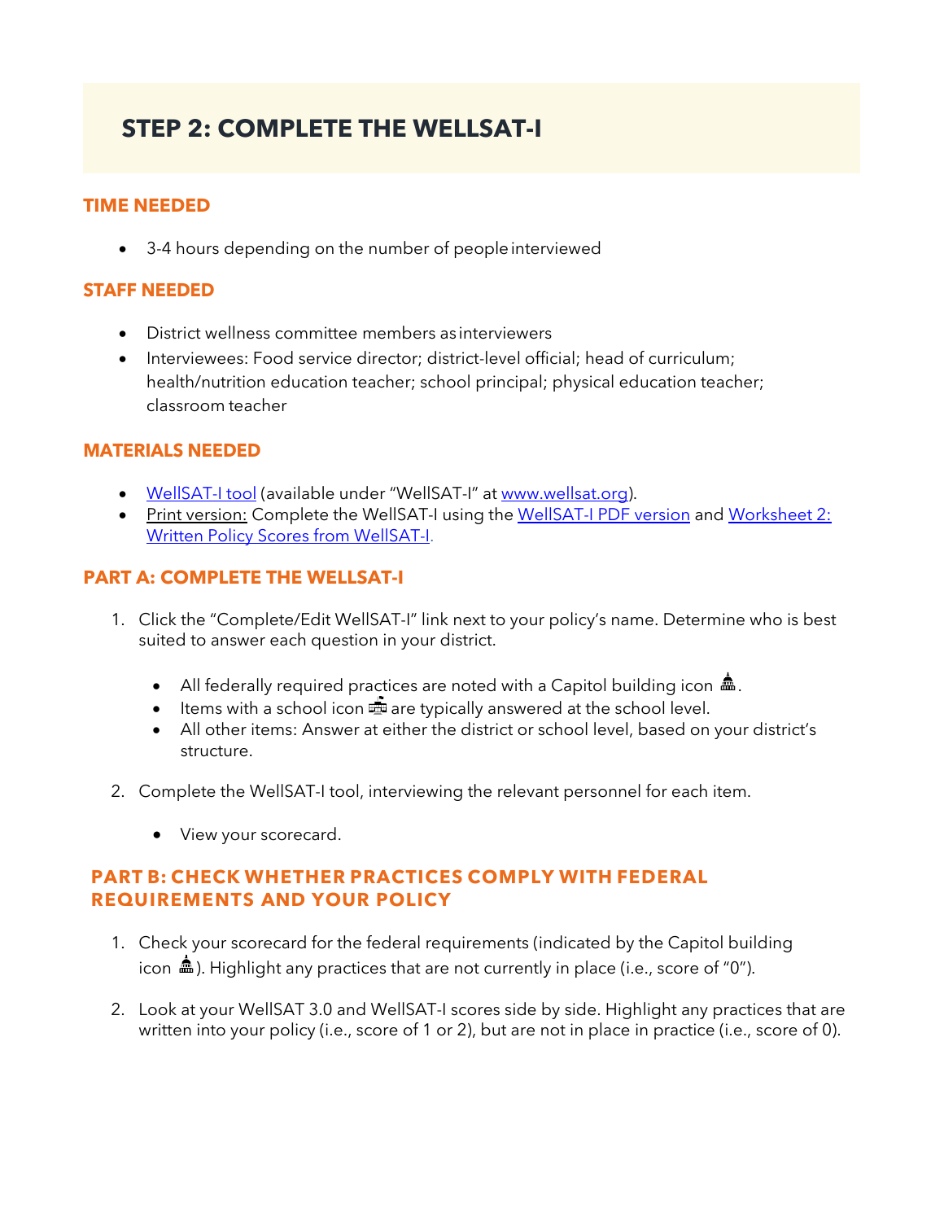# STEP 2: COMPLETE THE WELLSAT-I

### TIME NEEDED

- 3-4 hours depending on the number of people interviewed

### STAFF NEEDED

- District wellness committee members as interviewers
- Interviewees: Food service director; district-level official; head of curriculum; health/nutrition education teacher; school principal; physical education teacher; classroom teacher

### MATERIALS NEEDED

- WellSAT-I tool (available under "WellSAT-I" at www.wellsat.org).
- Print version: Complete the WellSAT-I using the WellSAT-I PDF version and Worksheet 2: Written Policy Scores from WellSAT-I.

### PART A: COMPLETE THE WELLSAT-I

1. Click the "Complete/Edit WellSAT-I" link next to your policy's name. Determine who is best suited to answer each question in your district.
   - All federally required practices are noted with a Capitol building icon 🏛.
   - Items with a school icon 🏫 are typically answered at the school level.
   - All other items: Answer at either the district or school level, based on your district's structure.
2. Complete the WellSAT-I tool, interviewing the relevant personnel for each item.
   - View your scorecard.

### PART B: CHECK WHETHER PRACTICES COMPLY WITH FEDERAL REQUIREMENTS AND YOUR POLICY

1. Check your scorecard for the federal requirements (indicated by the Capitol building icon 🏛). Highlight any practices that are not currently in place (i.e., score of "0").
2. Look at your WellSAT 3.0 and WellSAT-I scores side by side. Highlight any practices that are written into your policy (i.e., score of 1 or 2), but are not in place in practice (i.e., score of 0).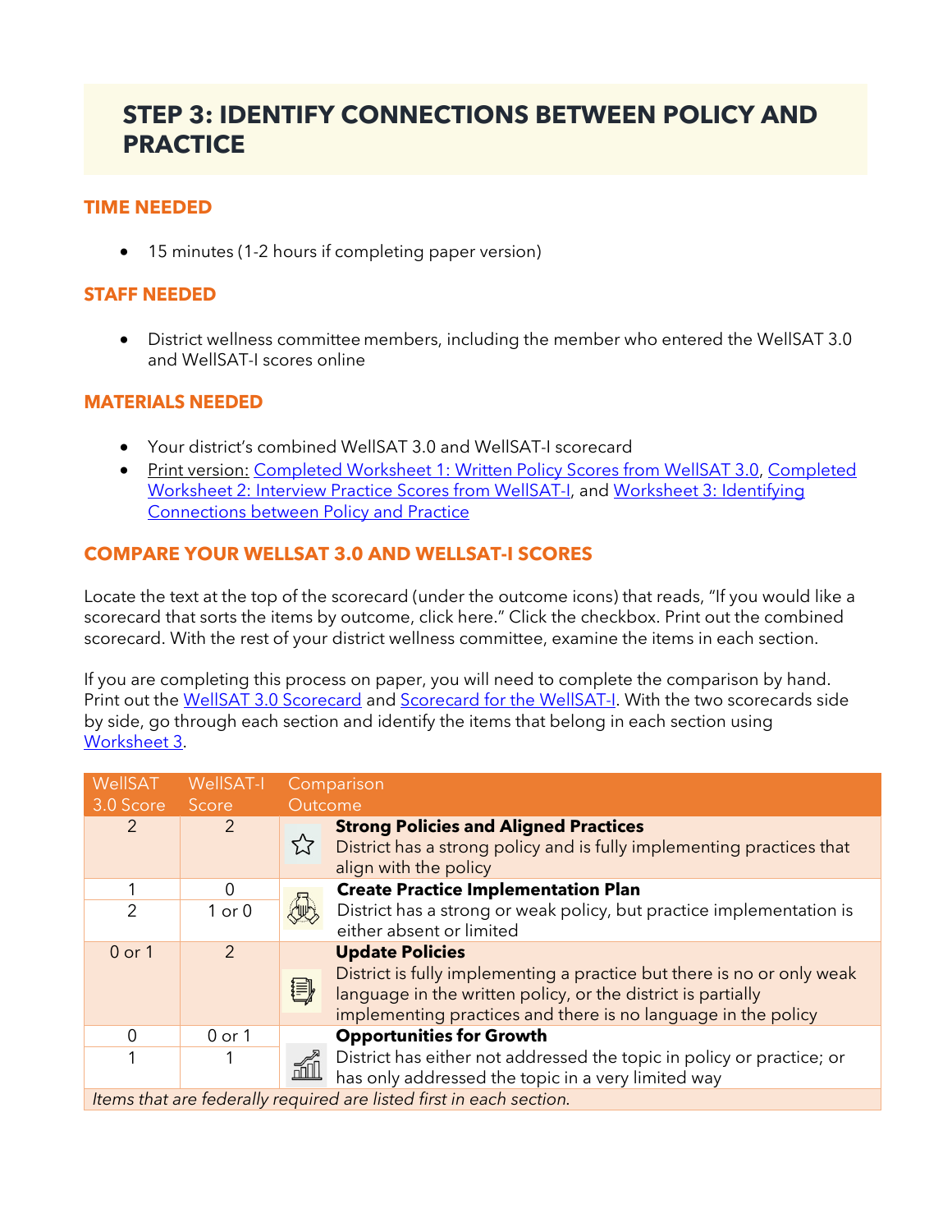# STEP 3: IDENTIFY CONNECTIONS BETWEEN POLICY AND PRACTICE

## TIME NEEDED

- 15 minutes (1-2 hours if completing paper version)

## STAFF NEEDED

- District wellness committee members, including the member who entered the WellSAT 3.0 and WellSAT-I scores online

## MATERIALS NEEDED

- Your district's combined WellSAT 3.0 and WellSAT-I scorecard
- Print version: Completed Worksheet 1: Written Policy Scores from WellSAT 3.0, Completed Worksheet 2: Interview Practice Scores from WellSAT-I, and Worksheet 3: Identifying Connections between Policy and Practice

## COMPARE YOUR WELLSAT 3.0 AND WELLSAT-I SCORES

Locate the text at the top of the scorecard (under the outcome icons) that reads, "If you would like a scorecard that sorts the items by outcome, click here." Click the checkbox. Print out the combined scorecard. With the rest of your district wellness committee, examine the items in each section.

If you are completing this process on paper, you will need to complete the comparison by hand. Print out the WellSAT 3.0 Scorecard and Scorecard for the WellSAT-I. With the two scorecards side by side, go through each section and identify the items that belong in each section using Worksheet 3.

| WellSAT 3.0 Score | WellSAT-I Score | Comparison Outcome |
|---|---|---|
| 2 | 2 | **Strong Policies and Aligned Practices** District has a strong policy and is fully implementing practices that align with the policy |
| 1 | 0 | **Create Practice Implementation Plan** District has a strong or weak policy, but practice implementation is either absent or limited |
| 2 | 1 or 0 | |
| 0 or 1 | 2 | **Update Policies** District is fully implementing a practice but there is no or only weak language in the written policy, or the district is partially implementing practices and there is no language in the policy |
| 0 | 0 or 1 | **Opportunities for Growth** District has either not addressed the topic in policy or practice; or has only addressed the topic in a very limited way |
| 1 | 1 | |

*Items that are federally required are listed first in each section.*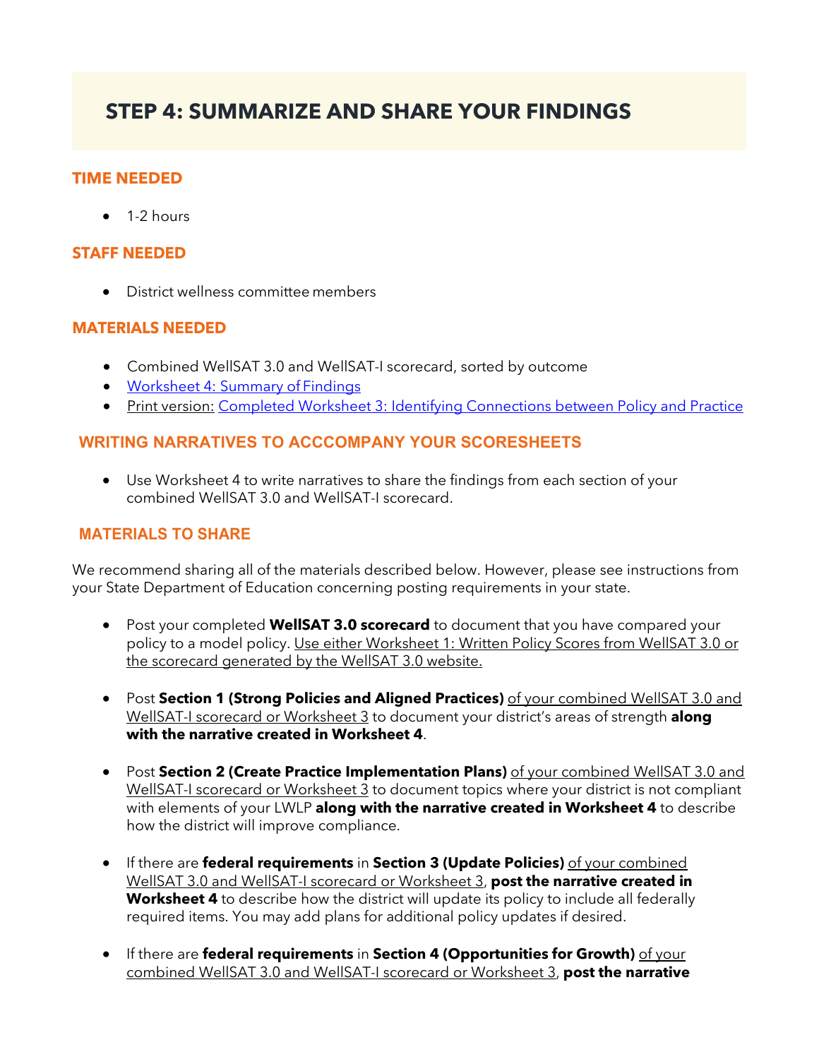# STEP 4: SUMMARIZE AND SHARE YOUR FINDINGS

### TIME NEEDED

- 1-2 hours

### STAFF NEEDED

- District wellness committee members

### MATERIALS NEEDED

- Combined WellSAT 3.0 and WellSAT-I scorecard, sorted by outcome
- Worksheet 4: Summary of Findings
- Print version: Completed Worksheet 3: Identifying Connections between Policy and Practice

### WRITING NARRATIVES TO ACCCOMPANY YOUR SCORESHEETS

- Use Worksheet 4 to write narratives to share the findings from each section of your combined WellSAT 3.0 and WellSAT-I scorecard.

### MATERIALS TO SHARE

We recommend sharing all of the materials described below. However, please see instructions from your State Department of Education concerning posting requirements in your state.

- Post your completed **WellSAT 3.0 scorecard** to document that you have compared your policy to a model policy. Use either Worksheet 1: Written Policy Scores from WellSAT 3.0 or the scorecard generated by the WellSAT 3.0 website.

- Post **Section 1 (Strong Policies and Aligned Practices)** of your combined WellSAT 3.0 and WellSAT-I scorecard or Worksheet 3 to document your district's areas of strength **along with the narrative created in Worksheet 4**.

- Post **Section 2 (Create Practice Implementation Plans)** of your combined WellSAT 3.0 and WellSAT-I scorecard or Worksheet 3 to document topics where your district is not compliant with elements of your LWLP **along with the narrative created in Worksheet 4** to describe how the district will improve compliance.

- If there are **federal requirements** in **Section 3 (Update Policies)** of your combined WellSAT 3.0 and WellSAT-I scorecard or Worksheet 3, **post the narrative created in Worksheet 4** to describe how the district will update its policy to include all federally required items. You may add plans for additional policy updates if desired.

- If there are **federal requirements** in **Section 4 (Opportunities for Growth)** of your combined WellSAT 3.0 and WellSAT-I scorecard or Worksheet 3, **post the narrative**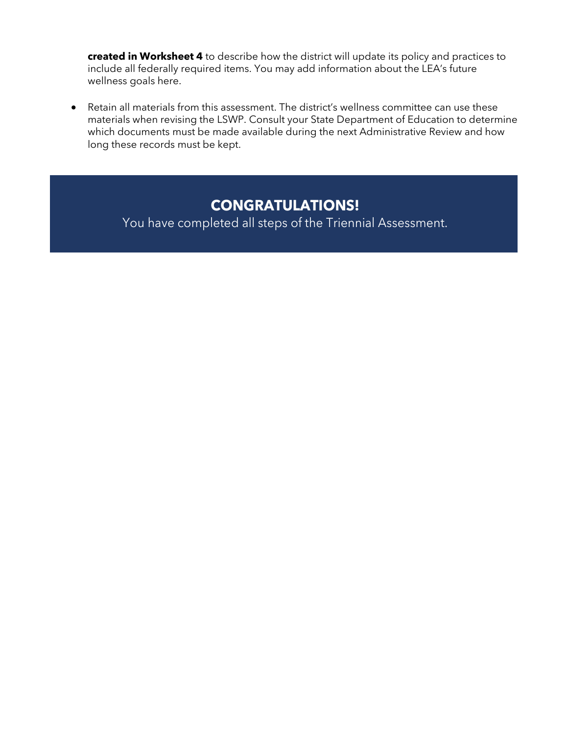**created in Worksheet 4** to describe how the district will update its policy and practices to include all federally required items. You may add information about the LEA's future wellness goals here.

- Retain all materials from this assessment. The district's wellness committee can use these materials when revising the LSWP. Consult your State Department of Education to determine which documents must be made available during the next Administrative Review and how long these records must be kept.

**CONGRATULATIONS!**

You have completed all steps of the Triennial Assessment.